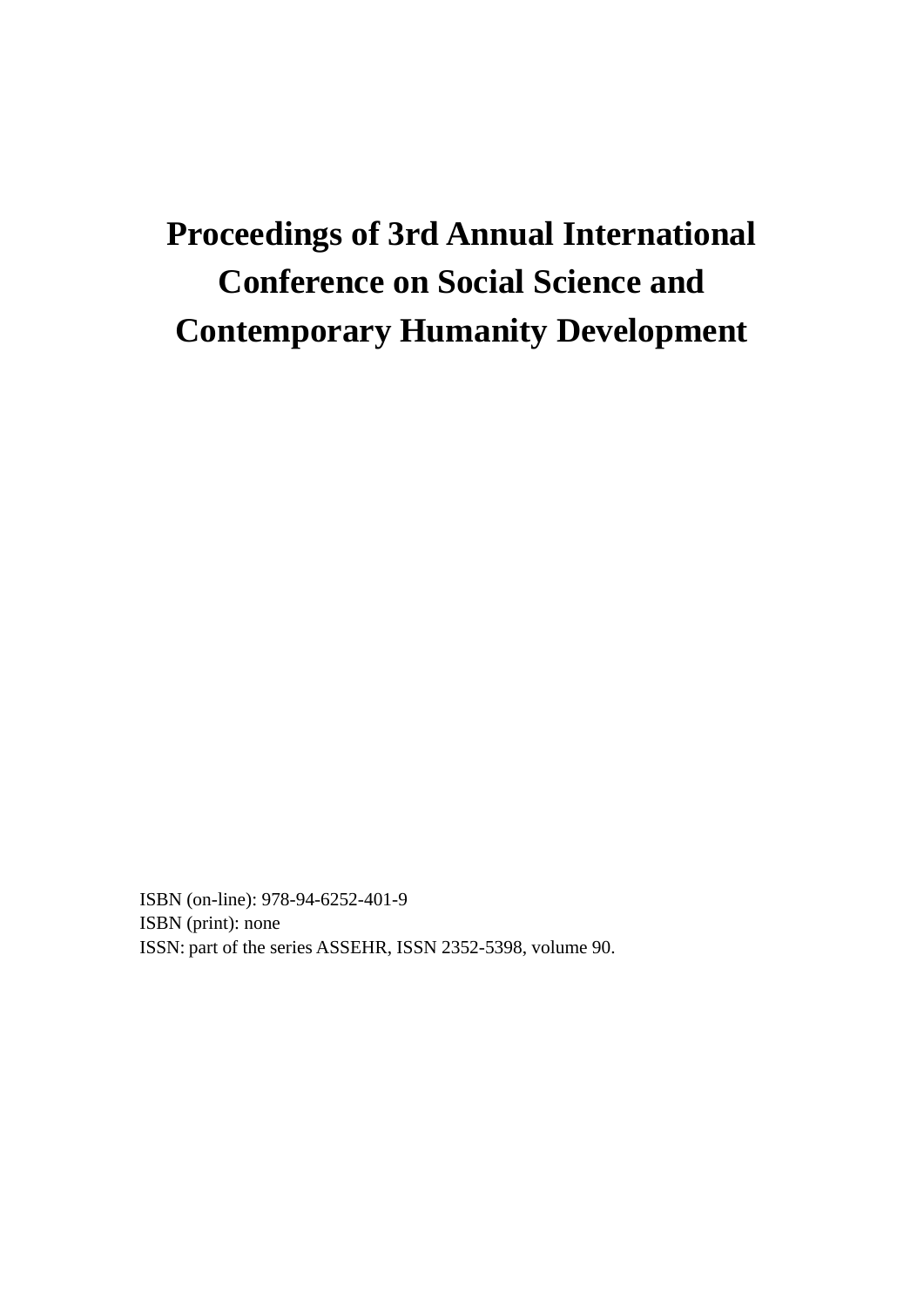# Proceedings of 3rd Annual International Conference on Social Science and Contemporary Humanity Development

ISBN (on-line): 978-94-6252-401-9
ISBN (print): none
ISSN: part of the series ASSEHR, ISSN 2352-5398, volume 90.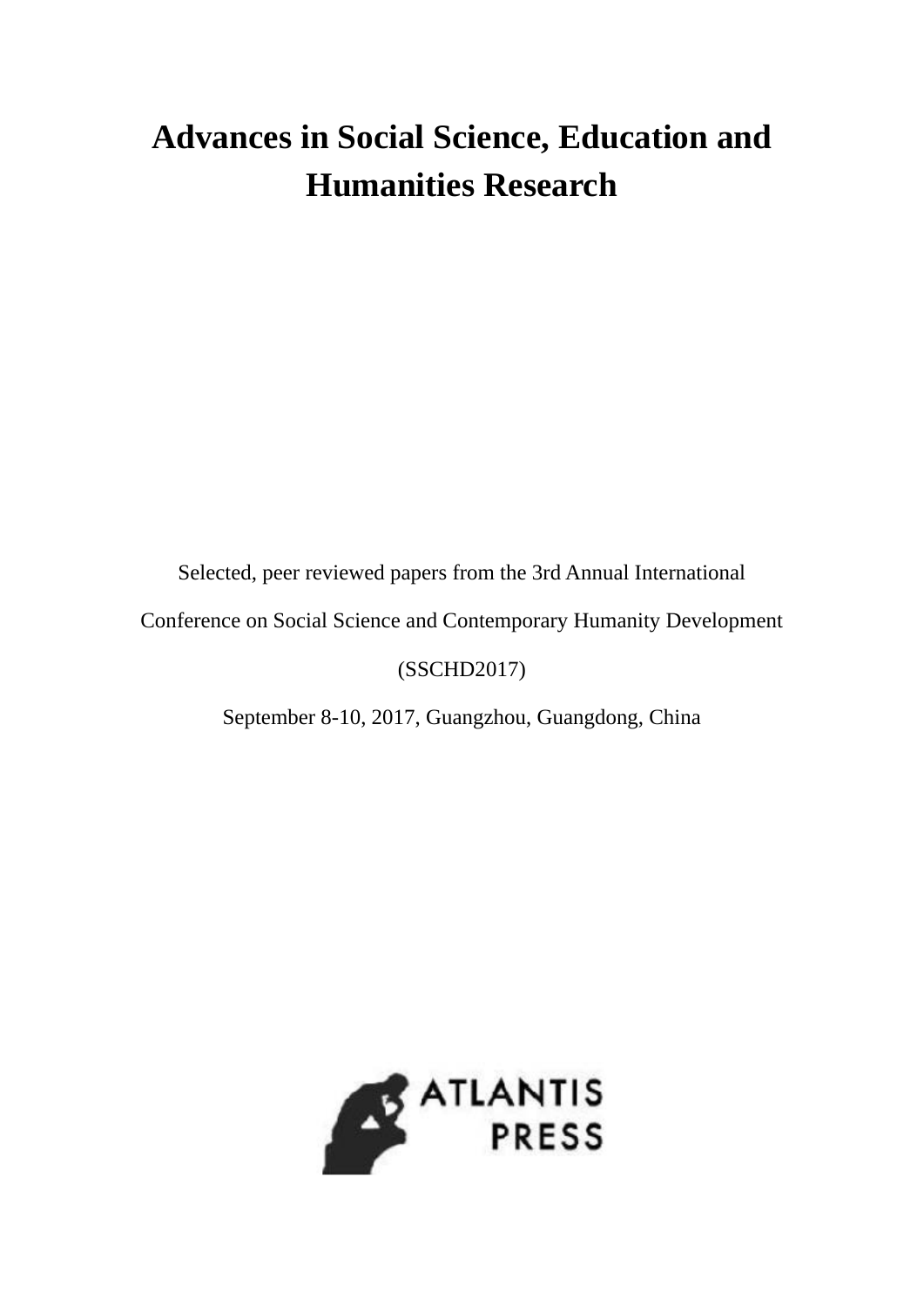# Advances in Social Science, Education and Humanities Research

Selected, peer reviewed papers from the 3rd Annual International Conference on Social Science and Contemporary Humanity Development (SSCHD2017)

September 8-10, 2017, Guangzhou, Guangdong, China

ATLANTIS PRESS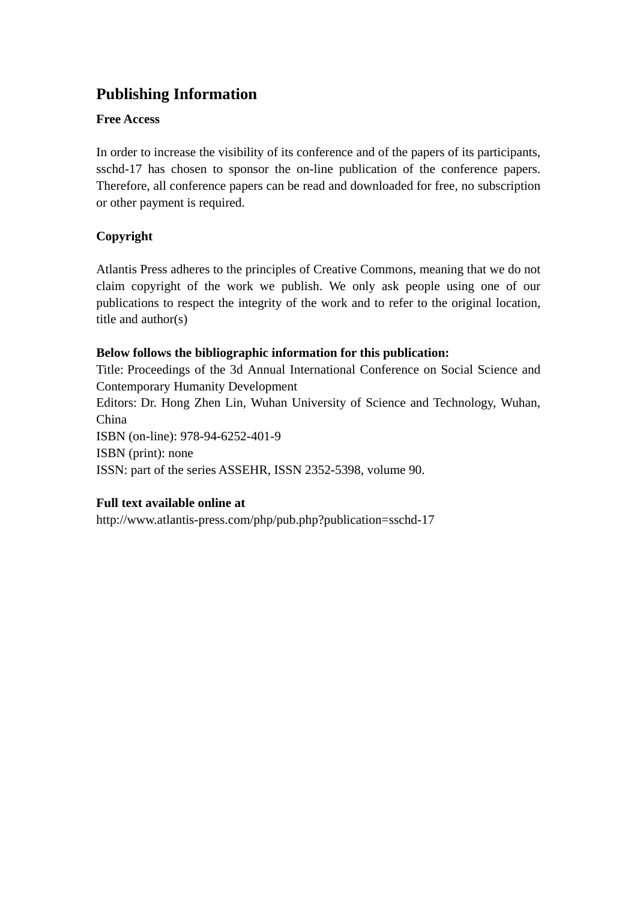# Publishing Information

**Free Access**

In order to increase the visibility of its conference and of the papers of its participants, sschd-17 has chosen to sponsor the on-line publication of the conference papers. Therefore, all conference papers can be read and downloaded for free, no subscription or other payment is required.

**Copyright**

Atlantis Press adheres to the principles of Creative Commons, meaning that we do not claim copyright of the work we publish. We only ask people using one of our publications to respect the integrity of the work and to refer to the original location, title and author(s)

**Below follows the bibliographic information for this publication:**

Title: Proceedings of the 3d Annual International Conference on Social Science and Contemporary Humanity Development

Editors: Dr. Hong Zhen Lin, Wuhan University of Science and Technology, Wuhan, China

ISBN (on-line): 978-94-6252-401-9

ISBN (print): none

ISSN: part of the series ASSEHR, ISSN 2352-5398, volume 90.

**Full text available online at**

http://www.atlantis-press.com/php/pub.php?publication=sschd-17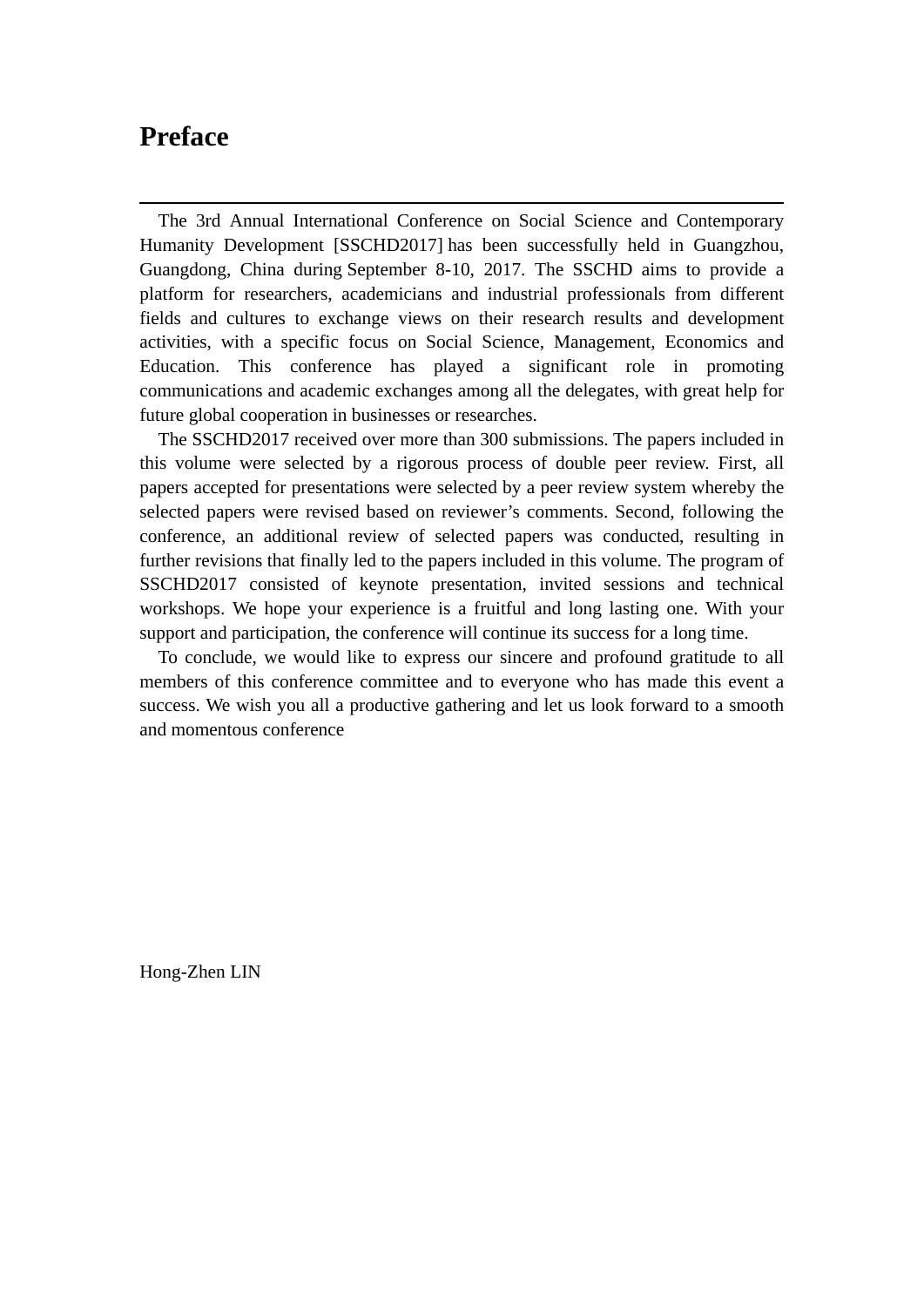# Preface

---

The 3rd Annual International Conference on Social Science and Contemporary Humanity Development [SSCHD2017] has been successfully held in Guangzhou, Guangdong, China during September 8-10, 2017. The SSCHD aims to provide a platform for researchers, academicians and industrial professionals from different fields and cultures to exchange views on their research results and development activities, with a specific focus on Social Science, Management, Economics and Education. This conference has played a significant role in promoting communications and academic exchanges among all the delegates, with great help for future global cooperation in businesses or researches.

The SSCHD2017 received over more than 300 submissions. The papers included in this volume were selected by a rigorous process of double peer review. First, all papers accepted for presentations were selected by a peer review system whereby the selected papers were revised based on reviewer's comments. Second, following the conference, an additional review of selected papers was conducted, resulting in further revisions that finally led to the papers included in this volume. The program of SSCHD2017 consisted of keynote presentation, invited sessions and technical workshops. We hope your experience is a fruitful and long lasting one. With your support and participation, the conference will continue its success for a long time.

To conclude, we would like to express our sincere and profound gratitude to all members of this conference committee and to everyone who has made this event a success. We wish you all a productive gathering and let us look forward to a smooth and momentous conference

Hong-Zhen LIN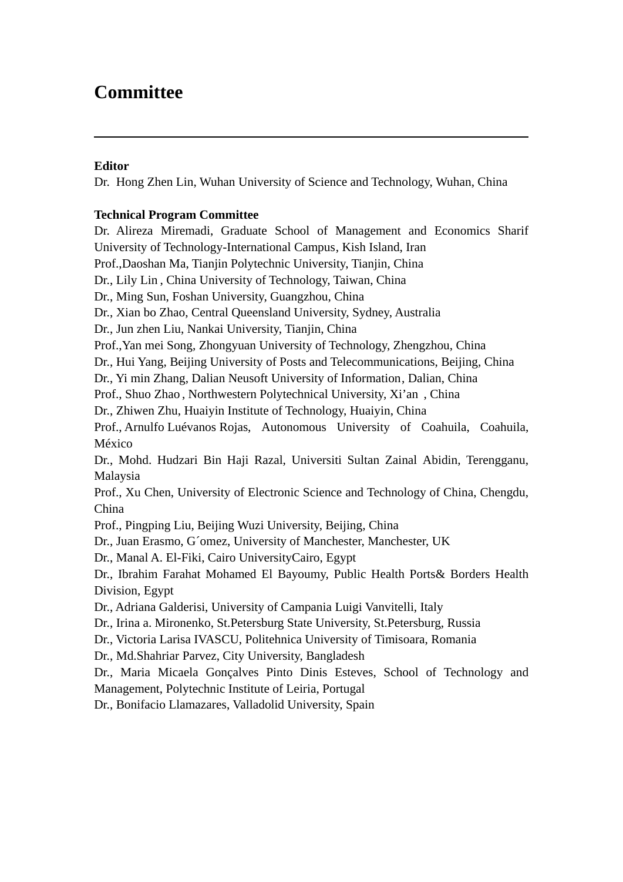# Committee

---

**Editor**

Dr. Hong Zhen Lin, Wuhan University of Science and Technology, Wuhan, China

**Technical Program Committee**

Dr. Alireza Miremadi, Graduate School of Management and Economics Sharif University of Technology-International Campus, Kish Island, Iran

Prof.,Daoshan Ma, Tianjin Polytechnic University, Tianjin, China

Dr., Lily Lin , China University of Technology, Taiwan, China

Dr., Ming Sun, Foshan University, Guangzhou, China

Dr., Xian bo Zhao, Central Queensland University, Sydney, Australia

Dr., Jun zhen Liu, Nankai University, Tianjin, China

Prof.,Yan mei Song, Zhongyuan University of Technology, Zhengzhou, China

Dr., Hui Yang, Beijing University of Posts and Telecommunications, Beijing, China

Dr., Yi min Zhang, Dalian Neusoft University of Information, Dalian, China

Prof., Shuo Zhao , Northwestern Polytechnical University, Xi'an , China

Dr., Zhiwen Zhu, Huaiyin Institute of Technology, Huaiyin, China

Prof., Arnulfo Luévanos Rojas, Autonomous University of Coahuila, Coahuila, México

Dr., Mohd. Hudzari Bin Haji Razal, Universiti Sultan Zainal Abidin, Terengganu, Malaysia

Prof., Xu Chen, University of Electronic Science and Technology of China, Chengdu, China

Prof., Pingping Liu, Beijing Wuzi University, Beijing, China

Dr., Juan Erasmo, G´omez, University of Manchester, Manchester, UK

Dr., Manal A. El-Fiki, Cairo UniversityCairo, Egypt

Dr., Ibrahim Farahat Mohamed El Bayoumy, Public Health Ports& Borders Health Division, Egypt

Dr., Adriana Galderisi, University of Campania Luigi Vanvitelli, Italy

Dr., Irina a. Mironenko, St.Petersburg State University, St.Petersburg, Russia

Dr., Victoria Larisa IVASCU, Politehnica University of Timisoara, Romania

Dr., Md.Shahriar Parvez, City University, Bangladesh

Dr., Maria Micaela Gonçalves Pinto Dinis Esteves, School of Technology and Management, Polytechnic Institute of Leiria, Portugal

Dr., Bonifacio Llamazares, Valladolid University, Spain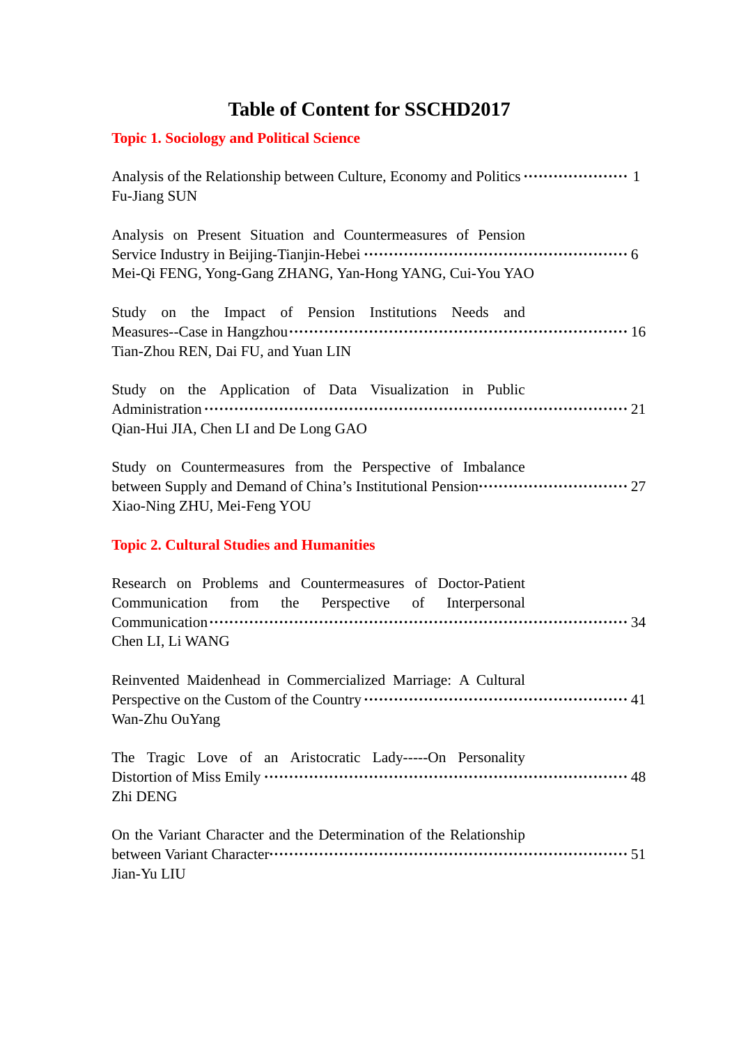# Table of Content for SSCHD2017

## Topic 1. Sociology and Political Science

Analysis of the Relationship between Culture, Economy and Politics ····················· 1
Fu-Jiang SUN

Analysis on Present Situation and Countermeasures of Pension Service Industry in Beijing-Tianjin-Hebei ····················································· 6
Mei-Qi FENG, Yong-Gang ZHANG, Yan-Hong YANG, Cui-You YAO

Study on the Impact of Pension Institutions Needs and Measures--Case in Hangzhou······························································· 16
Tian-Zhou REN, Dai FU, and Yuan LIN

Study on the Application of Data Visualization in Public Administration ································································· 21
Qian-Hui JIA, Chen LI and De Long GAO

Study on Countermeasures from the Perspective of Imbalance between Supply and Demand of China's Institutional Pension······························ 27
Xiao-Ning ZHU, Mei-Feng YOU

## Topic 2. Cultural Studies and Humanities

Research on Problems and Countermeasures of Doctor-Patient Communication from the Perspective of Interpersonal Communication································································· 34
Chen LI, Li WANG

Reinvented Maidenhead in Commercialized Marriage: A Cultural Perspective on the Custom of the Country ··················································· 41
Wan-Zhu OuYang

The Tragic Love of an Aristocratic Lady-----On Personality Distortion of Miss Emily ································································ 48
Zhi DENG

On the Variant Character and the Determination of the Relationship between Variant Character······························································ 51
Jian-Yu LIU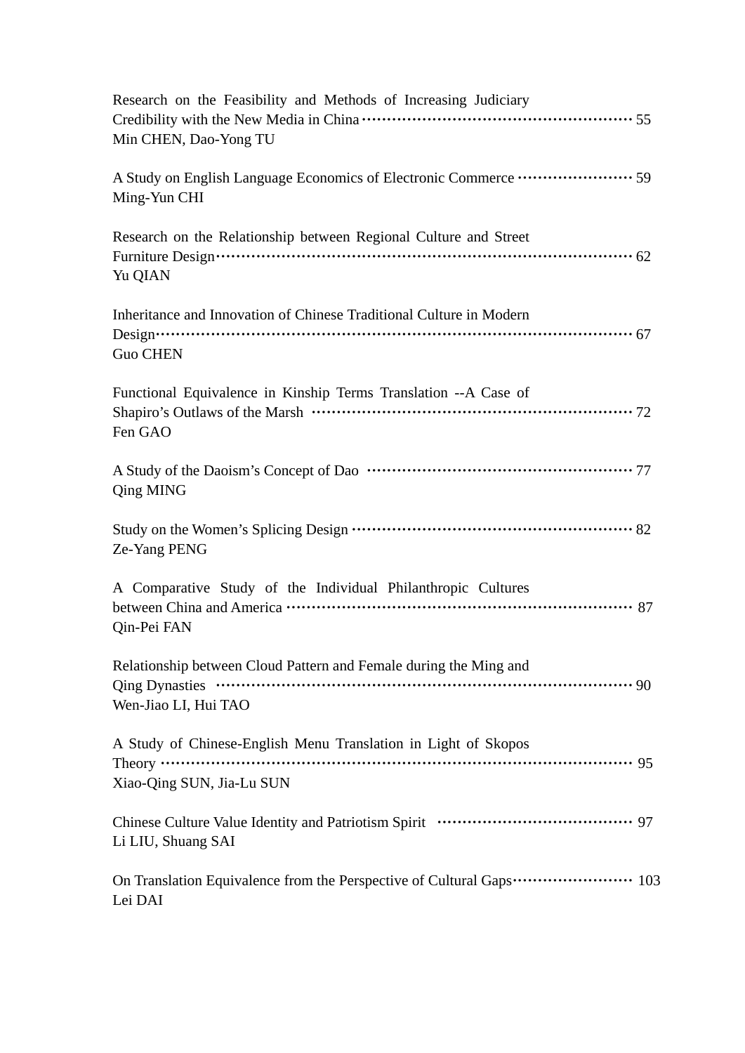Research on the Feasibility and Methods of Increasing Judiciary Credibility with the New Media in China ········································································ 55
Min CHEN, Dao-Yong TU

A Study on English Language Economics of Electronic Commerce ························ 59
Ming-Yun CHI

Research on the Relationship between Regional Culture and Street Furniture Design··········································································································· 62
Yu QIAN

Inheritance and Innovation of Chinese Traditional Culture in Modern Design··················································································································· 67
Guo CHEN

Functional Equivalence in Kinship Terms Translation --A Case of Shapiro's Outlaws of the Marsh ································································ 72
Fen GAO

A Study of the Daoism's Concept of Dao ······················································· 77
Qing MING

Study on the Women's Splicing Design ························································· 82
Ze-Yang PENG

A Comparative Study of the Individual Philanthropic Cultures between China and America ······································································· 87
Qin-Pei FAN

Relationship between Cloud Pattern and Female during the Ming and Qing Dynasties ······························································································ 90
Wen-Jiao LI, Hui TAO

A Study of Chinese-English Menu Translation in Light of Skopos Theory ··············································································································· 95
Xiao-Qing SUN, Jia-Lu SUN

Chinese Culture Value Identity and Patriotism Spirit ········································ 97
Li LIU, Shuang SAI

On Translation Equivalence from the Perspective of Cultural Gaps························ 103
Lei DAI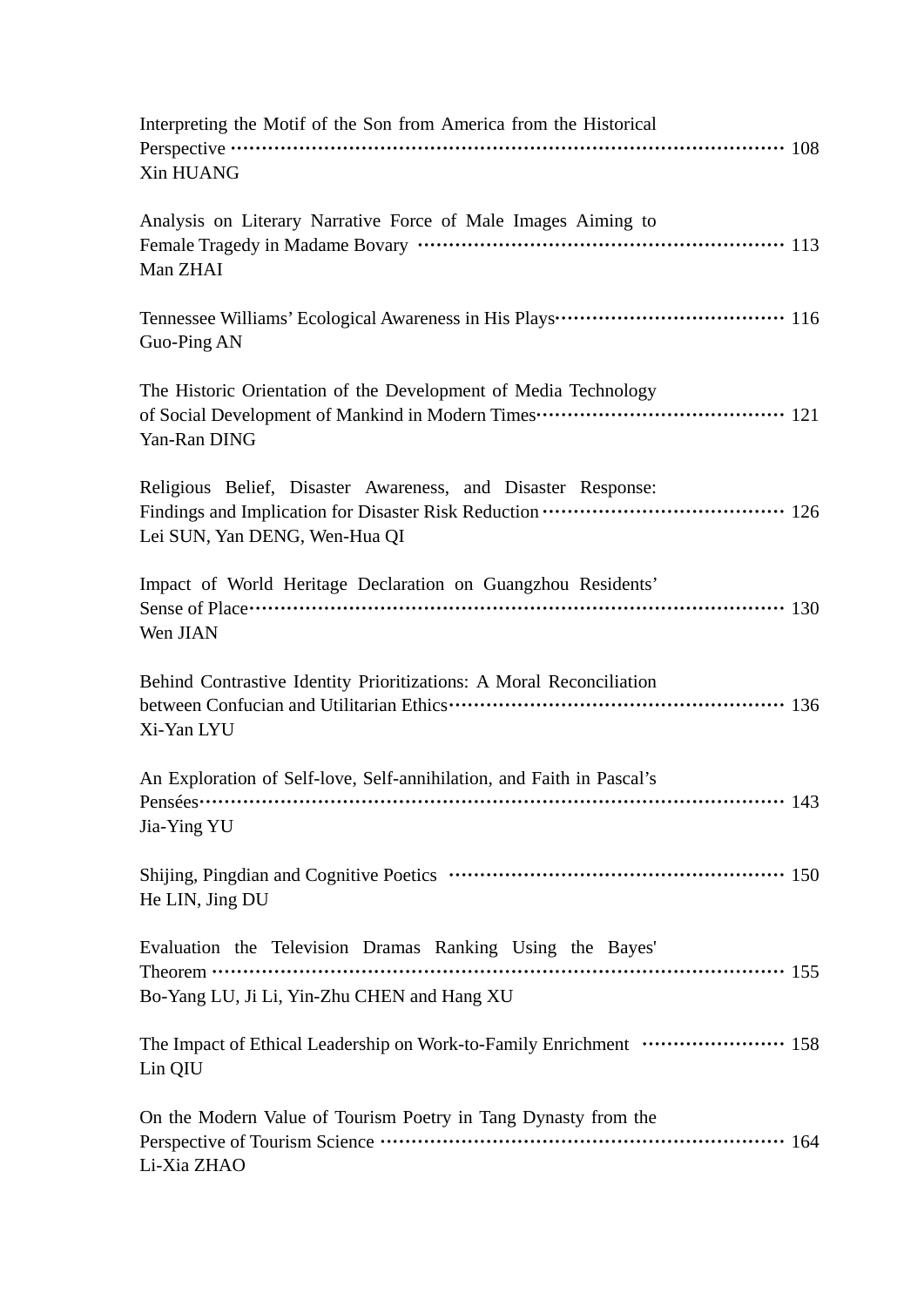Interpreting the Motif of the Son from America from the Historical Perspective ··· 108
Xin HUANG

Analysis on Literary Narrative Force of Male Images Aiming to Female Tragedy in Madame Bovary ··· 113
Man ZHAI

Tennessee Williams' Ecological Awareness in His Plays··· 116
Guo-Ping AN

The Historic Orientation of the Development of Media Technology of Social Development of Mankind in Modern Times··· 121
Yan-Ran DING

Religious Belief, Disaster Awareness, and Disaster Response: Findings and Implication for Disaster Risk Reduction ··· 126
Lei SUN, Yan DENG, Wen-Hua QI

Impact of World Heritage Declaration on Guangzhou Residents' Sense of Place··· 130
Wen JIAN

Behind Contrastive Identity Prioritizations: A Moral Reconciliation between Confucian and Utilitarian Ethics··· 136
Xi-Yan LYU

An Exploration of Self-love, Self-annihilation, and Faith in Pascal's Pensées··· 143
Jia-Ying YU

Shijing, Pingdian and Cognitive Poetics ··· 150
He LIN, Jing DU

Evaluation the Television Dramas Ranking Using the Bayes' Theorem ··· 155
Bo-Yang LU, Ji Li, Yin-Zhu CHEN and Hang XU

The Impact of Ethical Leadership on Work-to-Family Enrichment ··· 158
Lin QIU

On the Modern Value of Tourism Poetry in Tang Dynasty from the Perspective of Tourism Science ··· 164
Li-Xia ZHAO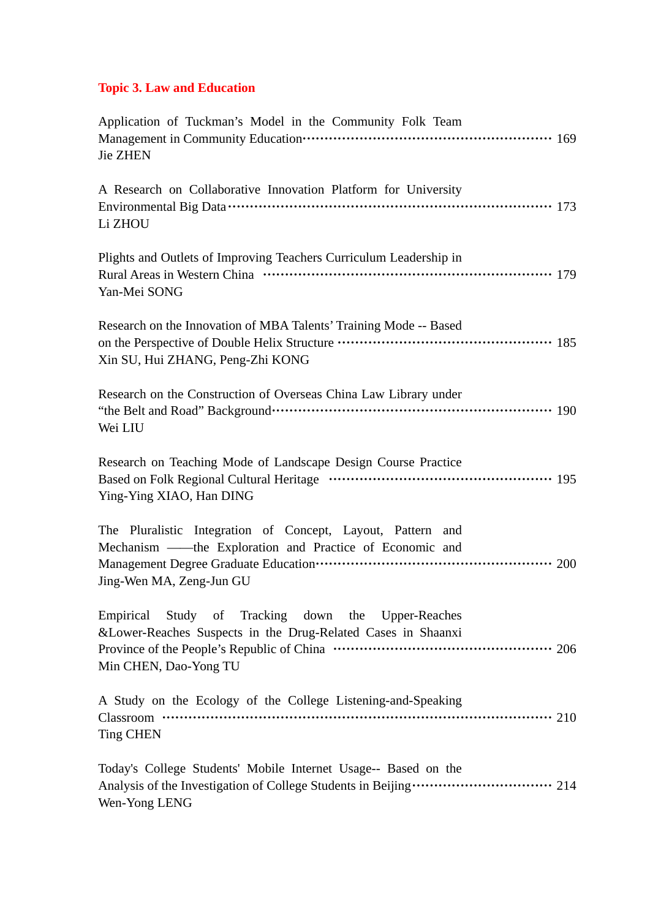## Topic 3. Law and Education

Application of Tuckman's Model in the Community Folk Team Management in Community Education ········· 169
Jie ZHEN

A Research on Collaborative Innovation Platform for University Environmental Big Data ········· 173
Li ZHOU

Plights and Outlets of Improving Teachers Curriculum Leadership in Rural Areas in Western China ········· 179
Yan-Mei SONG

Research on the Innovation of MBA Talents' Training Mode -- Based on the Perspective of Double Helix Structure ········· 185
Xin SU, Hui ZHANG, Peng-Zhi KONG

Research on the Construction of Overseas China Law Library under "the Belt and Road" Background ········· 190
Wei LIU

Research on Teaching Mode of Landscape Design Course Practice Based on Folk Regional Cultural Heritage ········· 195
Ying-Ying XIAO, Han DING

The Pluralistic Integration of Concept, Layout, Pattern and Mechanism ——the Exploration and Practice of Economic and Management Degree Graduate Education ········· 200
Jing-Wen MA, Zeng-Jun GU

Empirical Study of Tracking down the Upper-Reaches &Lower-Reaches Suspects in the Drug-Related Cases in Shaanxi Province of the People's Republic of China ········· 206
Min CHEN, Dao-Yong TU

A Study on the Ecology of the College Listening-and-Speaking Classroom ········· 210
Ting CHEN

Today's College Students' Mobile Internet Usage-- Based on the Analysis of the Investigation of College Students in Beijing ········· 214
Wen-Yong LENG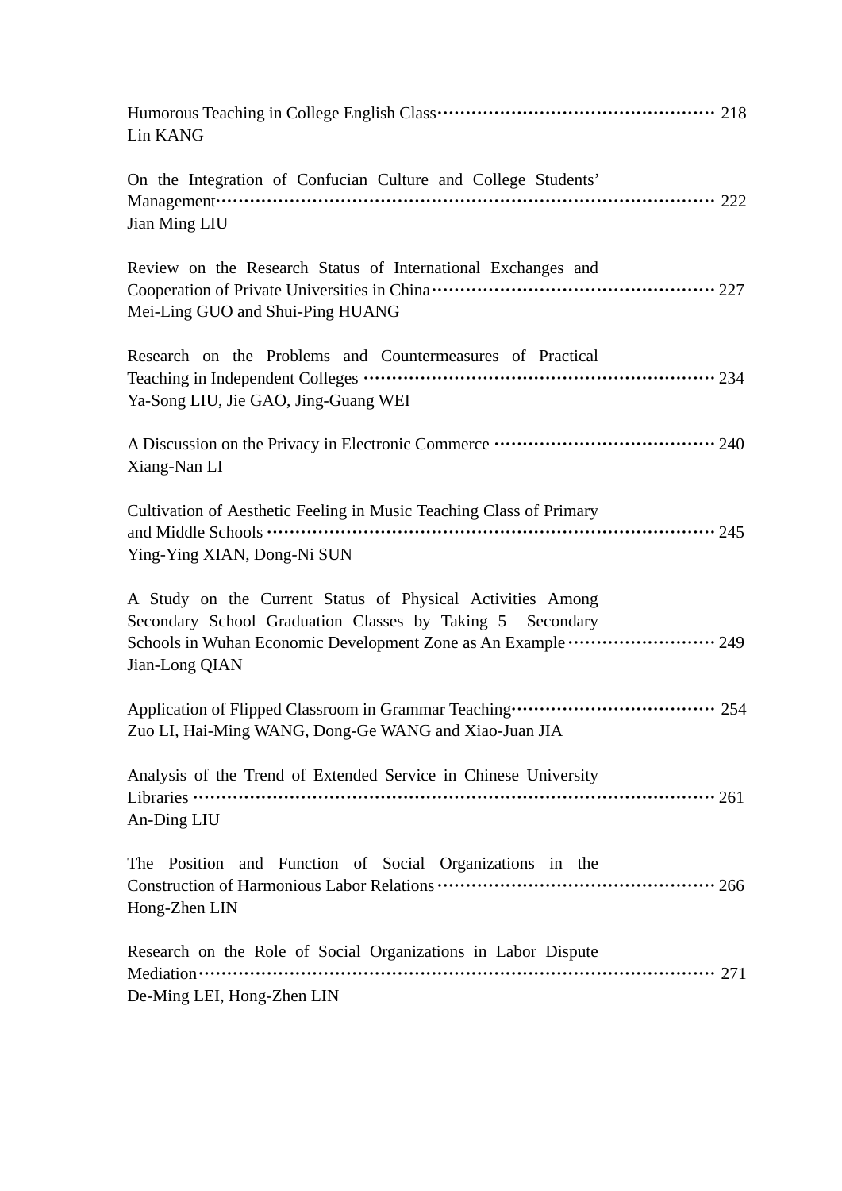Humorous Teaching in College English Class ································································ 218
Lin KANG

On the Integration of Confucian Culture and College Students' Management ································································ 222
Jian Ming LIU

Review on the Research Status of International Exchanges and Cooperation of Private Universities in China ································································ 227
Mei-Ling GUO and Shui-Ping HUANG

Research on the Problems and Countermeasures of Practical Teaching in Independent Colleges ································································ 234
Ya-Song LIU, Jie GAO, Jing-Guang WEI

A Discussion on the Privacy in Electronic Commerce ································································ 240
Xiang-Nan LI

Cultivation of Aesthetic Feeling in Music Teaching Class of Primary and Middle Schools ································································ 245
Ying-Ying XIAN, Dong-Ni SUN

A Study on the Current Status of Physical Activities Among Secondary School Graduation Classes by Taking 5 Secondary Schools in Wuhan Economic Development Zone as An Example ································································ 249
Jian-Long QIAN

Application of Flipped Classroom in Grammar Teaching ································································ 254
Zuo LI, Hai-Ming WANG, Dong-Ge WANG and Xiao-Juan JIA

Analysis of the Trend of Extended Service in Chinese University Libraries ································································ 261
An-Ding LIU

The Position and Function of Social Organizations in the Construction of Harmonious Labor Relations ································································ 266
Hong-Zhen LIN

Research on the Role of Social Organizations in Labor Dispute Mediation ································································ 271
De-Ming LEI, Hong-Zhen LIN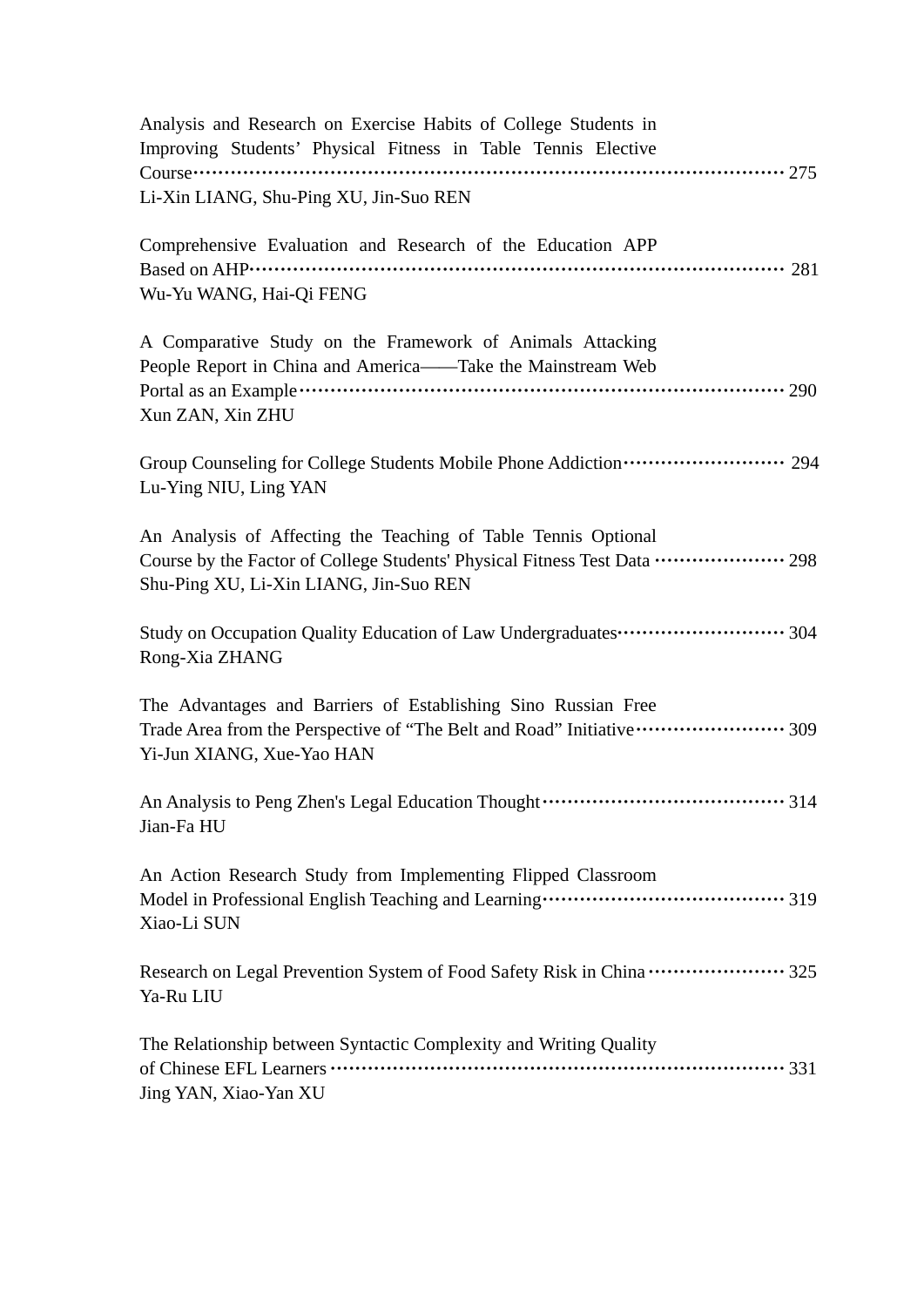Analysis and Research on Exercise Habits of College Students in Improving Students' Physical Fitness in Table Tennis Elective Course··························································································· 275
Li-Xin LIANG, Shu-Ping XU, Jin-Suo REN

Comprehensive Evaluation and Research of the Education APP Based on AHP···················································································· 281
Wu-Yu WANG, Hai-Qi FENG

A Comparative Study on the Framework of Animals Attacking People Report in China and America——Take the Mainstream Web Portal as an Example··································································· 290
Xun ZAN, Xin ZHU

Group Counseling for College Students Mobile Phone Addiction·························· 294
Lu-Ying NIU, Ling YAN

An Analysis of Affecting the Teaching of Table Tennis Optional Course by the Factor of College Students' Physical Fitness Test Data ······················ 298
Shu-Ping XU, Li-Xin LIANG, Jin-Suo REN

Study on Occupation Quality Education of Law Undergraduates··························· 304
Rong-Xia ZHANG

The Advantages and Barriers of Establishing Sino Russian Free Trade Area from the Perspective of "The Belt and Road" Initiative························ 309
Yi-Jun XIANG, Xue-Yao HAN

An Analysis to Peng Zhen's Legal Education Thought······································ 314
Jian-Fa HU

An Action Research Study from Implementing Flipped Classroom Model in Professional English Teaching and Learning······································· 319
Xiao-Li SUN

Research on Legal Prevention System of Food Safety Risk in China ······················ 325
Ya-Ru LIU

The Relationship between Syntactic Complexity and Writing Quality of Chinese EFL Learners ························································································ 331
Jing YAN, Xiao-Yan XU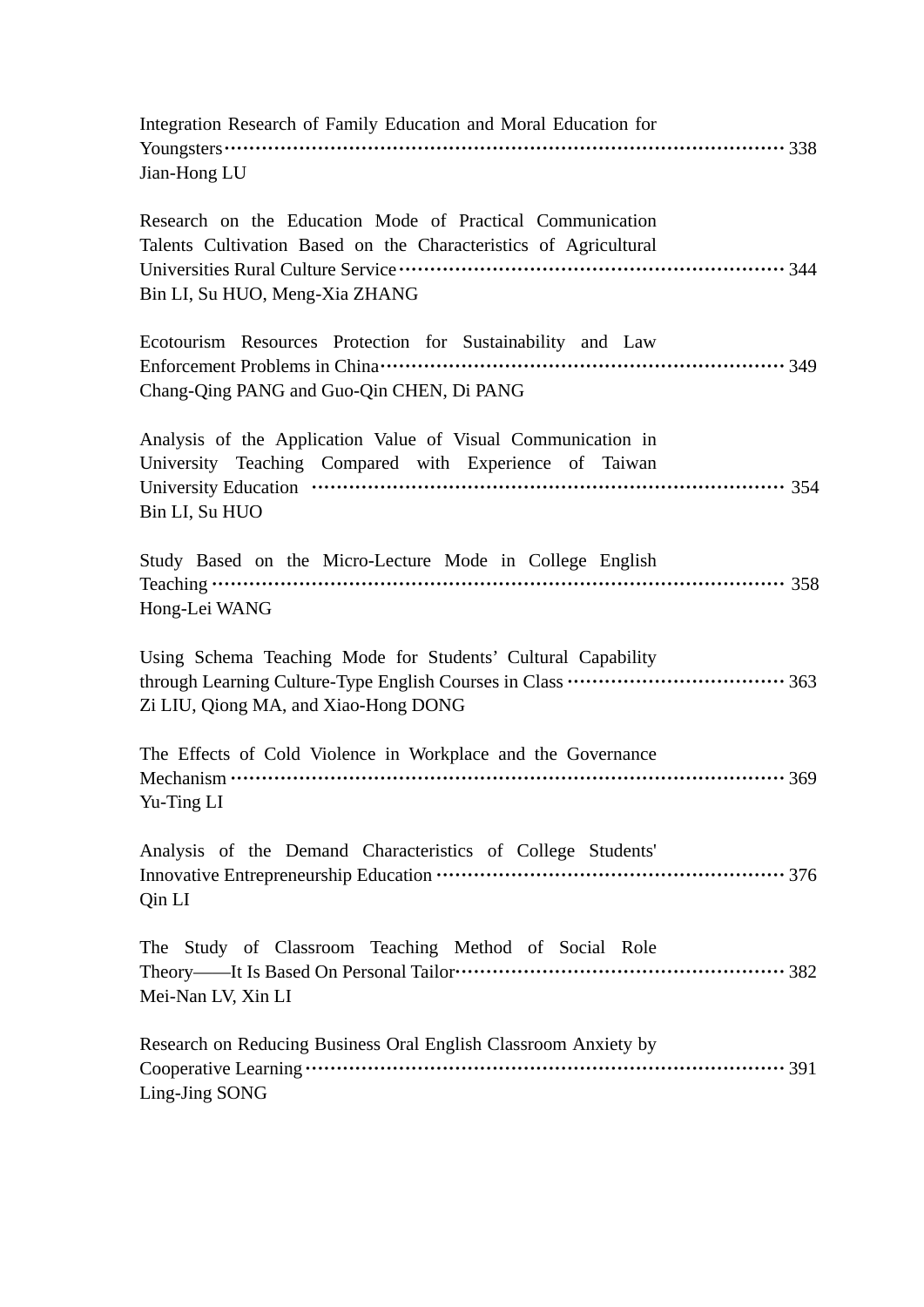Integration Research of Family Education and Moral Education for Youngsters ········································································· 338
Jian-Hong LU

Research on the Education Mode of Practical Communication Talents Cultivation Based on the Characteristics of Agricultural Universities Rural Culture Service ·········································· 344
Bin LI, Su HUO, Meng-Xia ZHANG

Ecotourism Resources Protection for Sustainability and Law Enforcement Problems in China ············································· 349
Chang-Qing PANG and Guo-Qin CHEN, Di PANG

Analysis of the Application Value of Visual Communication in University Teaching Compared with Experience of Taiwan University Education ································································· 354
Bin LI, Su HUO

Study Based on the Micro-Lecture Mode in College English Teaching ········································································· 358
Hong-Lei WANG

Using Schema Teaching Mode for Students' Cultural Capability through Learning Culture-Type English Courses in Class ························ 363
Zi LIU, Qiong MA, and Xiao-Hong DONG

The Effects of Cold Violence in Workplace and the Governance Mechanism ········································································· 369
Yu-Ting LI

Analysis of the Demand Characteristics of College Students' Innovative Entrepreneurship Education ········································ 376
Qin LI

The Study of Classroom Teaching Method of Social Role Theory——It Is Based On Personal Tailor········································· 382
Mei-Nan LV, Xin LI

Research on Reducing Business Oral English Classroom Anxiety by Cooperative Learning ························································· 391
Ling-Jing SONG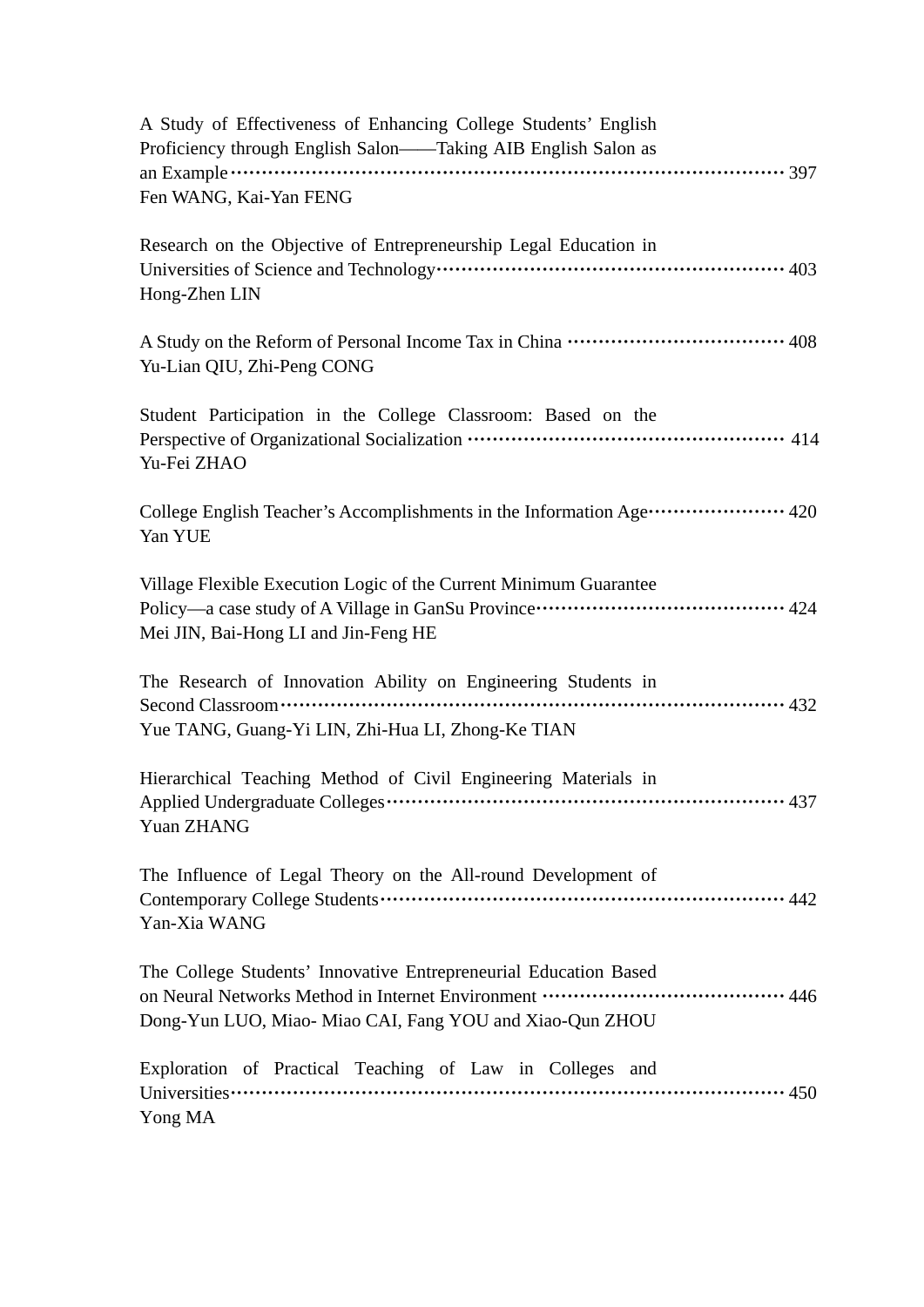A Study of Effectiveness of Enhancing College Students' English Proficiency through English Salon——Taking AIB English Salon as an Example ········································································· 397
Fen WANG, Kai-Yan FENG

Research on the Objective of Entrepreneurship Legal Education in Universities of Science and Technology·························································· 403
Hong-Zhen LIN

A Study on the Reform of Personal Income Tax in China ···································· 408
Yu-Lian QIU, Zhi-Peng CONG

Student Participation in the College Classroom: Based on the Perspective of Organizational Socialization ····················································· 414
Yu-Fei ZHAO

College English Teacher's Accomplishments in the Information Age······················· 420
Yan YUE

Village Flexible Execution Logic of the Current Minimum Guarantee Policy—a case study of A Village in GanSu Province········································· 424
Mei JIN, Bai-Hong LI and Jin-Feng HE

The Research of Innovation Ability on Engineering Students in Second Classroom···································································· 432
Yue TANG, Guang-Yi LIN, Zhi-Hua LI, Zhong-Ke TIAN

Hierarchical Teaching Method of Civil Engineering Materials in Applied Undergraduate Colleges··································································· 437
Yuan ZHANG

The Influence of Legal Theory on the All-round Development of Contemporary College Students··································································· 442
Yan-Xia WANG

The College Students' Innovative Entrepreneurial Education Based on Neural Networks Method in Internet Environment ······································· 446
Dong-Yun LUO, Miao- Miao CAI, Fang YOU and Xiao-Qun ZHOU

Exploration of Practical Teaching of Law in Colleges and Universities········································································· 450
Yong MA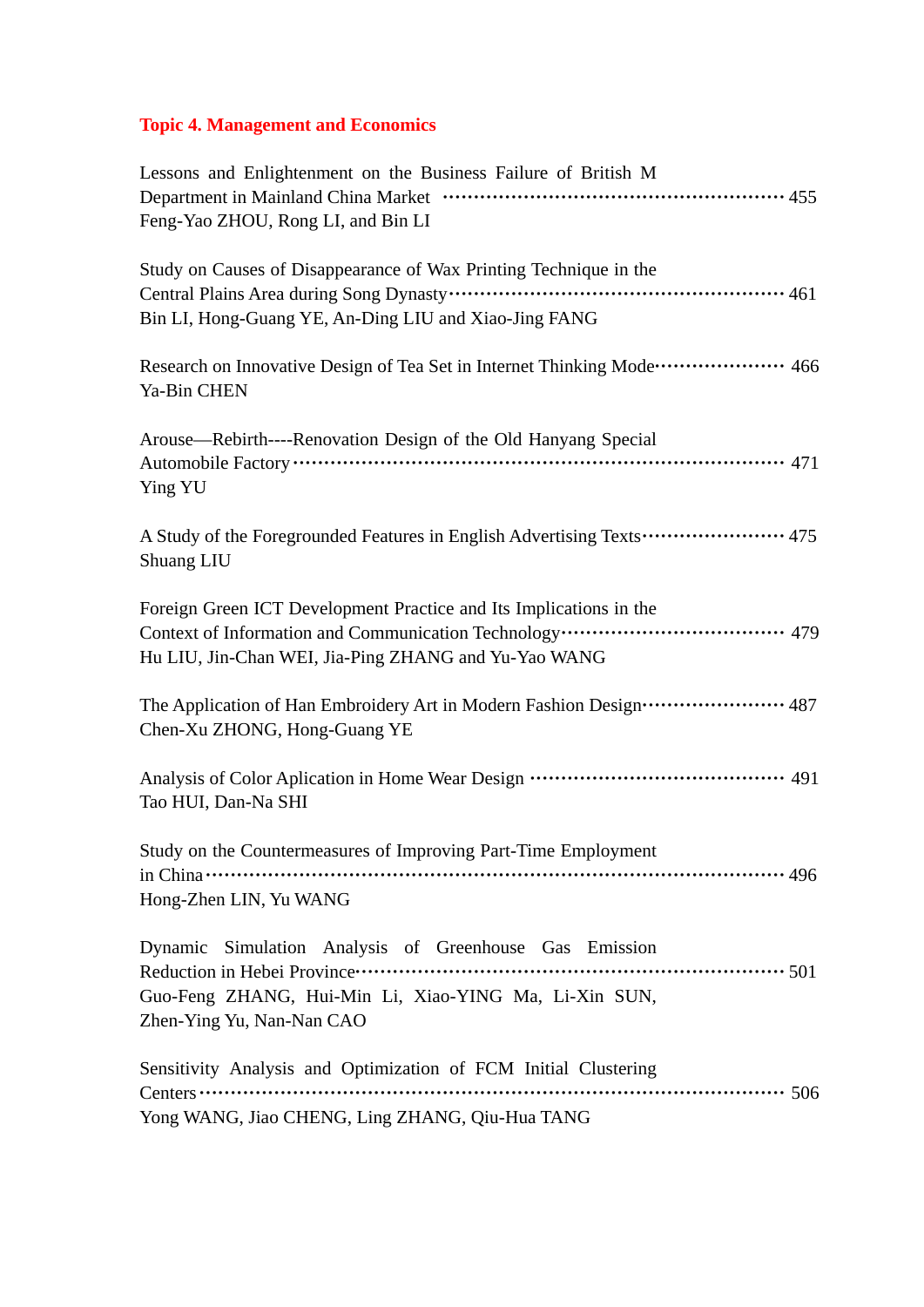**Topic 4. Management and Economics**

Lessons and Enlightenment on the Business Failure of British M Department in Mainland China Market ········· 455
Feng-Yao ZHOU, Rong LI, and Bin LI

Study on Causes of Disappearance of Wax Printing Technique in the Central Plains Area during Song Dynasty ········· 461
Bin LI, Hong-Guang YE, An-Ding LIU and Xiao-Jing FANG

Research on Innovative Design of Tea Set in Internet Thinking Mode ········· 466
Ya-Bin CHEN

Arouse—Rebirth----Renovation Design of the Old Hanyang Special Automobile Factory ········· 471
Ying YU

A Study of the Foregrounded Features in English Advertising Texts ········· 475
Shuang LIU

Foreign Green ICT Development Practice and Its Implications in the Context of Information and Communication Technology ········· 479
Hu LIU, Jin-Chan WEI, Jia-Ping ZHANG and Yu-Yao WANG

The Application of Han Embroidery Art in Modern Fashion Design ········· 487
Chen-Xu ZHONG, Hong-Guang YE

Analysis of Color Aplication in Home Wear Design ········· 491
Tao HUI, Dan-Na SHI

Study on the Countermeasures of Improving Part-Time Employment in China ········· 496
Hong-Zhen LIN, Yu WANG

Dynamic Simulation Analysis of Greenhouse Gas Emission Reduction in Hebei Province ········· 501
Guo-Feng ZHANG, Hui-Min Li, Xiao-YING Ma, Li-Xin SUN, Zhen-Ying Yu, Nan-Nan CAO

Sensitivity Analysis and Optimization of FCM Initial Clustering Centers ········· 506
Yong WANG, Jiao CHENG, Ling ZHANG, Qiu-Hua TANG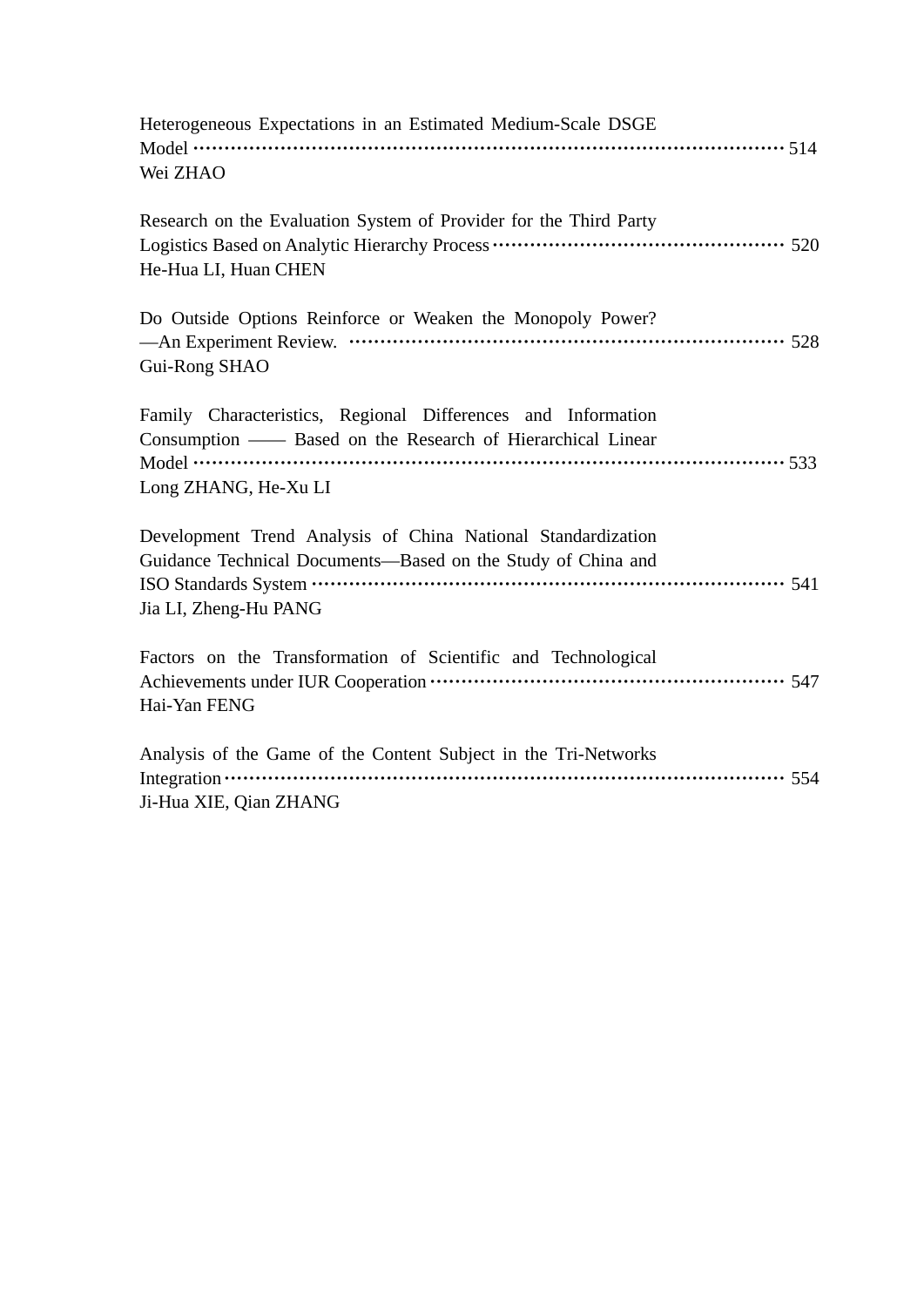Heterogeneous Expectations in an Estimated Medium-Scale DSGE Model ········································ 514
Wei ZHAO

Research on the Evaluation System of Provider for the Third Party Logistics Based on Analytic Hierarchy Process ········································ 520
He-Hua LI, Huan CHEN

Do Outside Options Reinforce or Weaken the Monopoly Power? —An Experiment Review. ········································ 528
Gui-Rong SHAO

Family Characteristics, Regional Differences and Information Consumption —— Based on the Research of Hierarchical Linear Model ········································ 533
Long ZHANG, He-Xu LI

Development Trend Analysis of China National Standardization Guidance Technical Documents—Based on the Study of China and ISO Standards System ········································ 541
Jia LI, Zheng-Hu PANG

Factors on the Transformation of Scientific and Technological Achievements under IUR Cooperation ········································ 547
Hai-Yan FENG

Analysis of the Game of the Content Subject in the Tri-Networks Integration ········································ 554
Ji-Hua XIE, Qian ZHANG